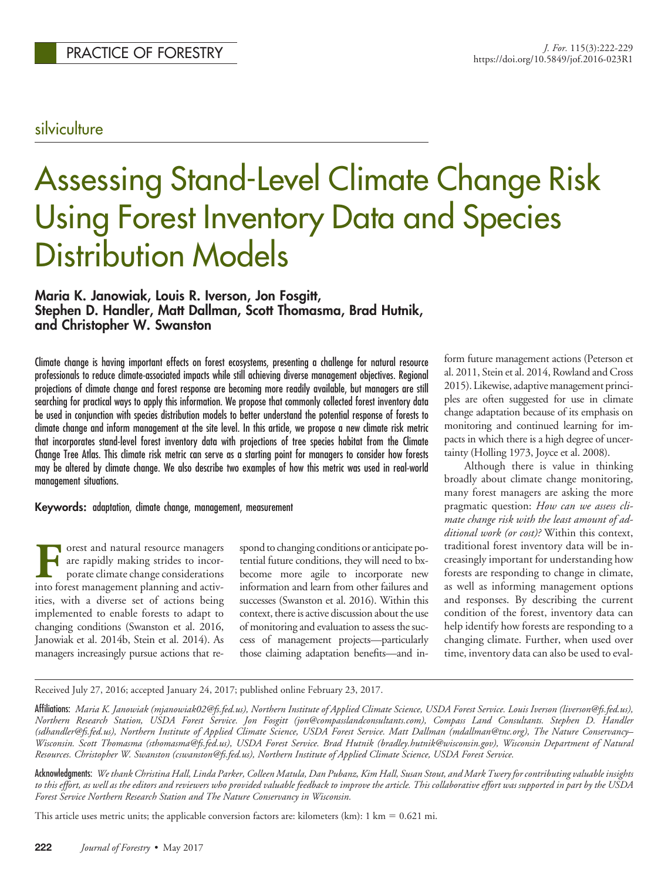PRACTICE OF FORESTRY

silviculture

# Assessing Stand-Level Climate Change Risk Using Forest Inventory Data and Species Distribution Models

**Maria K. Janowiak, Louis R. Iverson, Jon Fosgitt, Stephen D. Handler, Matt Dallman, Scott Thomasma, Brad Hutnik, and Christopher W. Swanston**

Climate change is having important effects on forest ecosystems, presenting a challenge for natural resource professionals to reduce climate-associated impacts while still achieving diverse management objectives. Regional projections of climate change and forest response are becoming more readily available, but managers are still searching for practical ways to apply this information. We propose that commonly collected forest inventory data be used in conjunction with species distribution models to better understand the potential response of forests to climate change and inform management at the site level. In this article, we propose a new climate risk metric that incorporates stand-level forest inventory data with projections of tree species habitat from the Climate Change Tree Atlas. This climate risk metric can serve as a starting point for managers to consider how forests may be altered by climate change. We also describe two examples of how this metric was used in real-world management situations.

**Keywords:** adaptation, climate change, management, measurement

Forest and natural resource managers are rapidly making strides to incorporate climate change considerations into forest management planning and activities, with a diverse set of actions being implemented to enable forests to adapt to changing conditions (Swanston et al. 2016, Janowiak et al. 2014b, Stein et al. 2014). As managers increasingly pursue actions that respond to changing conditions or anticipate potential future conditions, they will need to bxbecome more agile to incorporate new information and learn from other failures and successes (Swanston et al. 2016). Within this context, there is active discussion about the use of monitoring and evaluation to assess the success of management projects—particularly those claiming adaptation benefits—and inform future management actions (Peterson et al. 2011, Stein et al. 2014, Rowland and Cross 2015). Likewise, adaptive management principles are often suggested for use in climate change adaptation because of its emphasis on monitoring and continued learning for impacts in which there is a high degree of uncertainty (Holling 1973, Joyce et al. 2008).

Although there is value in thinking broadly about climate change monitoring, many forest managers are asking the more pragmatic question: *How can we assess climate change risk with the least amount of additional work (or cost)?* Within this context, traditional forest inventory data will be increasingly important for understanding how forests are responding to change in climate, as well as informing management options and responses. By describing the current condition of the forest, inventory data can help identify how forests are responding to a changing climate. Further, when used over time, inventory data can also be used to eval-

Received July 27, 2016; accepted January 24, 2017; published online February 23, 2017.

**Affiliations:** *Maria K. Janowiak (mjanowiak02@fs.fed.us), Northern Institute of Applied Climate Science, USDA Forest Service. Louis Iverson (liverson@fs.fed.us), Northern Research Station, USDA Forest Service. Jon Fosgitt (jon@compasslandconsultants.com), Compass Land Consultants. Stephen D. Handler (sdhandler@fs.fed.us), Northern Institute of Applied Climate Science, USDA Forest Service. Matt Dallman (mdallman@tnc.org), The Nature Conservancy–Wisconsin. Scott Thomasma (sthomasma@fs.fed.us), USDA Forest Service. Brad Hutnik (bradley.hutnik@wisconsin.gov), Wisconsin Department of Natural Resources. Christopher W. Swanston (cswanston@fs.fed.us), Northern Institute of Applied Climate Science, USDA Forest Service.*

**Acknowledgments:** *We thank Christina Hall, Linda Parker, Colleen Matula, Dan Pubanz, Kim Hall, Susan Stout, and Mark Twery for contributing valuable insights to this effort, as well as the editors and reviewers who provided valuable feedback to improve the article. This collaborative effort was supported in part by the USDA Forest Service Northern Research Station and The Nature Conservancy in Wisconsin.*

This article uses metric units; the applicable conversion factors are: kilometers (km): 1 km = 0.621 mi.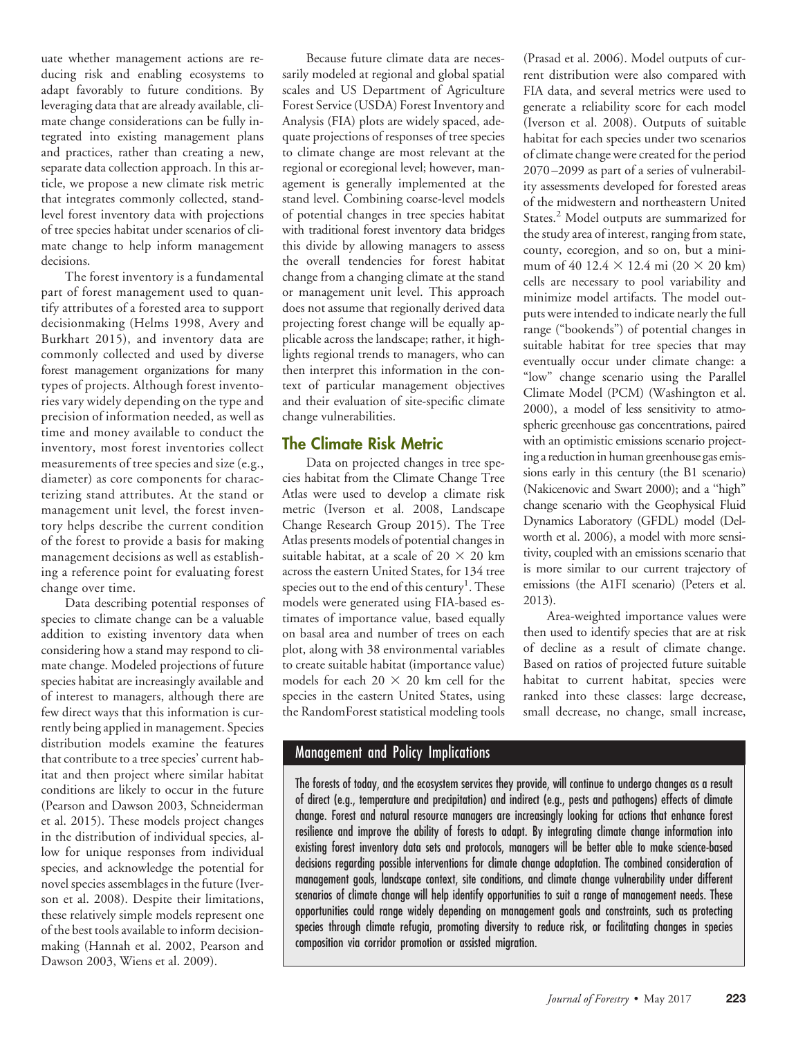uate whether management actions are reducing risk and enabling ecosystems to adapt favorably to future conditions. By leveraging data that are already available, climate change considerations can be fully integrated into existing management plans and practices, rather than creating a new, separate data collection approach. In this article, we propose a new climate risk metric that integrates commonly collected, stand-level forest inventory data with projections of tree species habitat under scenarios of climate change to help inform management decisions.

The forest inventory is a fundamental part of forest management used to quantify attributes of a forested area to support decisionmaking (Helms 1998, Avery and Burkhart 2015), and inventory data are commonly collected and used by diverse forest management organizations for many types of projects. Although forest inventories vary widely depending on the type and precision of information needed, as well as time and money available to conduct the inventory, most forest inventories collect measurements of tree species and size (e.g., diameter) as core components for characterizing stand attributes. At the stand or management unit level, the forest inventory helps describe the current condition of the forest to provide a basis for making management decisions as well as establishing a reference point for evaluating forest change over time.

Data describing potential responses of species to climate change can be a valuable addition to existing inventory data when considering how a stand may respond to climate change. Modeled projections of future species habitat are increasingly available and of interest to managers, although there are few direct ways that this information is currently being applied in management. Species distribution models examine the features that contribute to a tree species' current habitat and then project where similar habitat conditions are likely to occur in the future (Pearson and Dawson 2003, Schneiderman et al. 2015). These models project changes in the distribution of individual species, allow for unique responses from individual species, and acknowledge the potential for novel species assemblages in the future (Iverson et al. 2008). Despite their limitations, these relatively simple models represent one of the best tools available to inform decisionmaking (Hannah et al. 2002, Pearson and Dawson 2003, Wiens et al. 2009).

Because future climate data are necessarily modeled at regional and global spatial scales and US Department of Agriculture Forest Service (USDA) Forest Inventory and Analysis (FIA) plots are widely spaced, adequate projections of responses of tree species to climate change are most relevant at the regional or ecoregional level; however, management is generally implemented at the stand level. Combining coarse-level models of potential changes in tree species habitat with traditional forest inventory data bridges this divide by allowing managers to assess the overall tendencies for forest habitat change from a changing climate at the stand or management unit level. This approach does not assume that regionally derived data projecting forest change will be equally applicable across the landscape; rather, it highlights regional trends to managers, who can then interpret this information in the context of particular management objectives and their evaluation of site-specific climate change vulnerabilities.

## The Climate Risk Metric

Data on projected changes in tree species habitat from the Climate Change Tree Atlas were used to develop a climate risk metric (Iverson et al. 2008, Landscape Change Research Group 2015). The Tree Atlas presents models of potential changes in suitable habitat, at a scale of $20 \times 20$ km across the eastern United States, for 134 tree species out to the end of this century[1]. These models were generated using FIA-based estimates of importance value, based equally on basal area and number of trees on each plot, along with 38 environmental variables to create suitable habitat (importance value) models for each $20 \times 20$ km cell for the species in the eastern United States, using the RandomForest statistical modeling tools (Prasad et al. 2006). Model outputs of current distribution were also compared with FIA data, and several metrics were used to generate a reliability score for each model (Iverson et al. 2008). Outputs of suitable habitat for each species under two scenarios of climate change were created for the period 2070–2099 as part of a series of vulnerability assessments developed for forested areas of the midwestern and northeastern United States.[2] Model outputs are summarized for the study area of interest, ranging from state, county, ecoregion, and so on, but a minimum of 40 $12.4 \times 12.4$ mi ($20 \times 20$ km) cells are necessary to pool variability and minimize model artifacts. The model outputs were intended to include nearly the full range ("bookends") of potential changes in suitable habitat for tree species that may eventually occur under climate change: a "low" change scenario using the Parallel Climate Model (PCM) (Washington et al. 2000), a model of less sensitivity to atmospheric greenhouse gas concentrations, paired with an optimistic emissions scenario projecting a reduction in human greenhouse gas emissions early in this century (the B1 scenario) (Nakicenovic and Swart 2000); and a "high" change scenario with the Geophysical Fluid Dynamics Laboratory (GFDL) model (Delworth et al. 2006), a model with more sensitivity, coupled with an emissions scenario that is more similar to our current trajectory of emissions (the A1FI scenario) (Peters et al. 2013).

Area-weighted importance values were then used to identify species that are at risk of decline as a result of climate change. Based on ratios of projected future suitable habitat to current habitat, species were ranked into these classes: large decrease, small decrease, no change, small increase,

### Management and Policy Implications

The forests of today, and the ecosystem services they provide, will continue to undergo changes as a result of direct (e.g., temperature and precipitation) and indirect (e.g., pests and pathogens) effects of climate change. Forest and natural resource managers are increasingly looking for actions that enhance forest resilience and improve the ability of forests to adapt. By integrating climate change information into existing forest inventory data sets and protocols, managers will be better able to make science-based decisions regarding possible interventions for climate change adaptation. The combined consideration of management goals, landscape context, site conditions, and climate change vulnerability under different scenarios of climate change will help identify opportunities to suit a range of management needs. These opportunities could range widely depending on management goals and constraints, such as protecting species through climate refugia, promoting diversity to reduce risk, or facilitating changes in species composition via corridor promotion or assisted migration.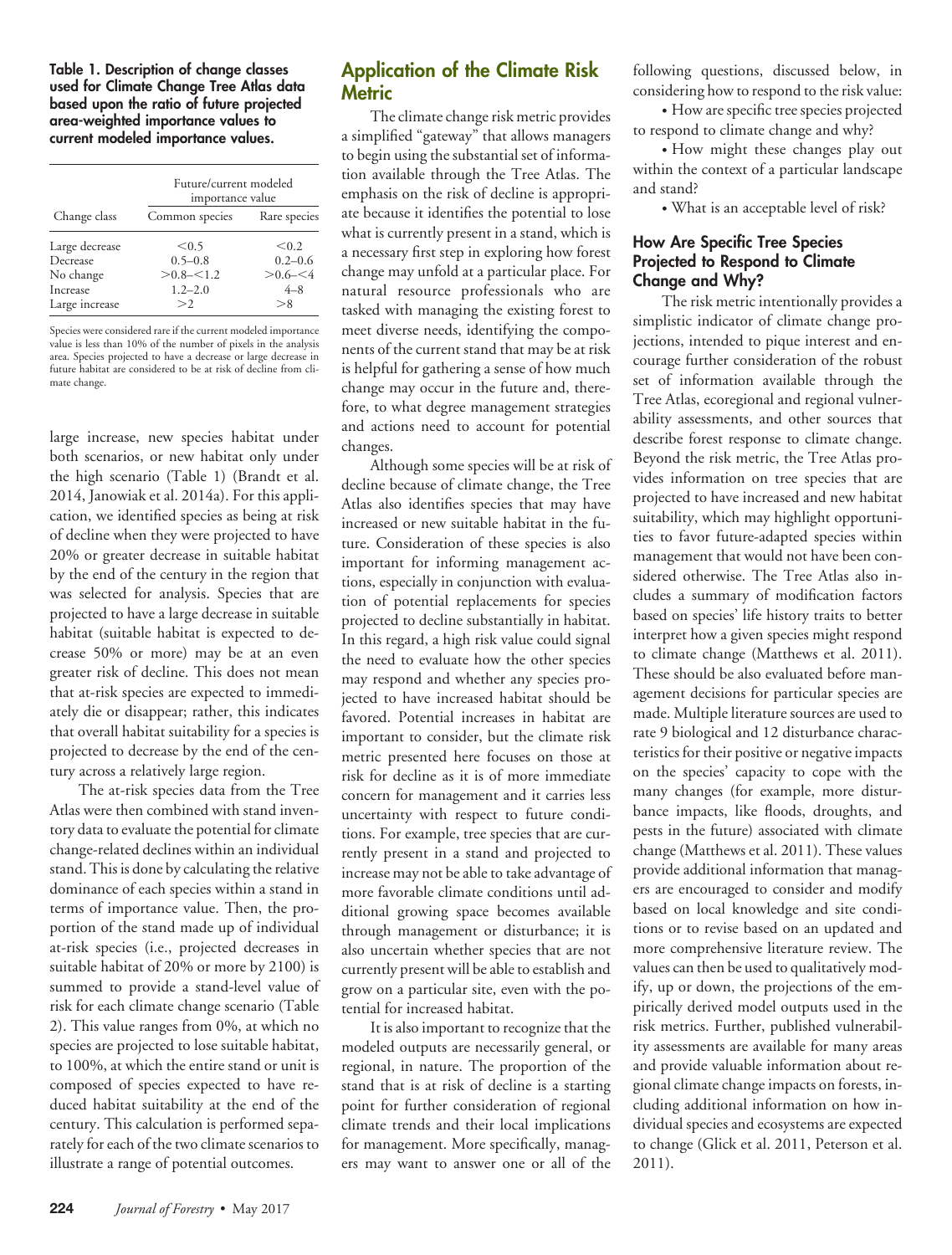**Table 1. Description of change classes used for Climate Change Tree Atlas data based upon the ratio of future projected area-weighted importance values to current modeled importance values.**

| Change class | Future/current modeled importance value | |
|---|---|---|
| | Common species | Rare species |
| Large decrease | <0.5 | <0.2 |
| Decrease | 0.5–0.8 | 0.2–0.6 |
| No change | >0.8–<1.2 | >0.6–<4 |
| Increase | 1.2–2.0 | 4–8 |
| Large increase | >2 | >8 |

Species were considered rare if the current modeled importance value is less than 10% of the number of pixels in the analysis area. Species projected to have a decrease or large decrease in future habitat are considered to be at risk of decline from climate change.

large increase, new species habitat under both scenarios, or new habitat only under the high scenario (Table 1) (Brandt et al. 2014, Janowiak et al. 2014a). For this application, we identified species as being at risk of decline when they were projected to have 20% or greater decrease in suitable habitat by the end of the century in the region that was selected for analysis. Species that are projected to have a large decrease in suitable habitat (suitable habitat is expected to decrease 50% or more) may be at an even greater risk of decline. This does not mean that at-risk species are expected to immediately die or disappear; rather, this indicates that overall habitat suitability for a species is projected to decrease by the end of the century across a relatively large region.

The at-risk species data from the Tree Atlas were then combined with stand inventory data to evaluate the potential for climate change-related declines within an individual stand. This is done by calculating the relative dominance of each species within a stand in terms of importance value. Then, the proportion of the stand made up of individual at-risk species (i.e., projected decreases in suitable habitat of 20% or more by 2100) is summed to provide a stand-level value of risk for each climate change scenario (Table 2). This value ranges from 0%, at which no species are projected to lose suitable habitat, to 100%, at which the entire stand or unit is composed of species expected to have reduced habitat suitability at the end of the century. This calculation is performed separately for each of the two climate scenarios to illustrate a range of potential outcomes.

## Application of the Climate Risk Metric

The climate change risk metric provides a simplified "gateway" that allows managers to begin using the substantial set of information available through the Tree Atlas. The emphasis on the risk of decline is appropriate because it identifies the potential to lose what is currently present in a stand, which is a necessary first step in exploring how forest change may unfold at a particular place. For natural resource professionals who are tasked with managing the existing forest to meet diverse needs, identifying the components of the current stand that may be at risk is helpful for gathering a sense of how much change may occur in the future and, therefore, to what degree management strategies and actions need to account for potential changes.

Although some species will be at risk of decline because of climate change, the Tree Atlas also identifies species that may have increased or new suitable habitat in the future. Consideration of these species is also important for informing management actions, especially in conjunction with evaluation of potential replacements for species projected to decline substantially in habitat. In this regard, a high risk value could signal the need to evaluate how the other species may respond and whether any species projected to have increased habitat should be favored. Potential increases in habitat are important to consider, but the climate risk metric presented here focuses on those at risk for decline as it is of more immediate concern for management and it carries less uncertainty with respect to future conditions. For example, tree species that are currently present in a stand and projected to increase may not be able to take advantage of more favorable climate conditions until additional growing space becomes available through management or disturbance; it is also uncertain whether species that are not currently present will be able to establish and grow on a particular site, even with the potential for increased habitat.

It is also important to recognize that the modeled outputs are necessarily general, or regional, in nature. The proportion of the stand that is at risk of decline is a starting point for further consideration of regional climate trends and their local implications for management. More specifically, managers may want to answer one or all of the following questions, discussed below, in considering how to respond to the risk value:

- How are specific tree species projected to respond to climate change and why?
- How might these changes play out within the context of a particular landscape and stand?
- What is an acceptable level of risk?

### How Are Specific Tree Species Projected to Respond to Climate Change and Why?

The risk metric intentionally provides a simplistic indicator of climate change projections, intended to pique interest and encourage further consideration of the robust set of information available through the Tree Atlas, ecoregional and regional vulnerability assessments, and other sources that describe forest response to climate change. Beyond the risk metric, the Tree Atlas provides information on tree species that are projected to have increased and new habitat suitability, which may highlight opportunities to favor future-adapted species within management that would not have been considered otherwise. The Tree Atlas also includes a summary of modification factors based on species' life history traits to better interpret how a given species might respond to climate change (Matthews et al. 2011). These should be also evaluated before management decisions for particular species are made. Multiple literature sources are used to rate 9 biological and 12 disturbance characteristics for their positive or negative impacts on the species' capacity to cope with the many changes (for example, more disturbance impacts, like floods, droughts, and pests in the future) associated with climate change (Matthews et al. 2011). These values provide additional information that managers are encouraged to consider and modify based on local knowledge and site conditions or to revise based on an updated and more comprehensive literature review. The values can then be used to qualitatively modify, up or down, the projections of the empirically derived model outputs used in the risk metrics. Further, published vulnerability assessments are available for many areas and provide valuable information about regional climate change impacts on forests, including additional information on how individual species and ecosystems are expected to change (Glick et al. 2011, Peterson et al. 2011).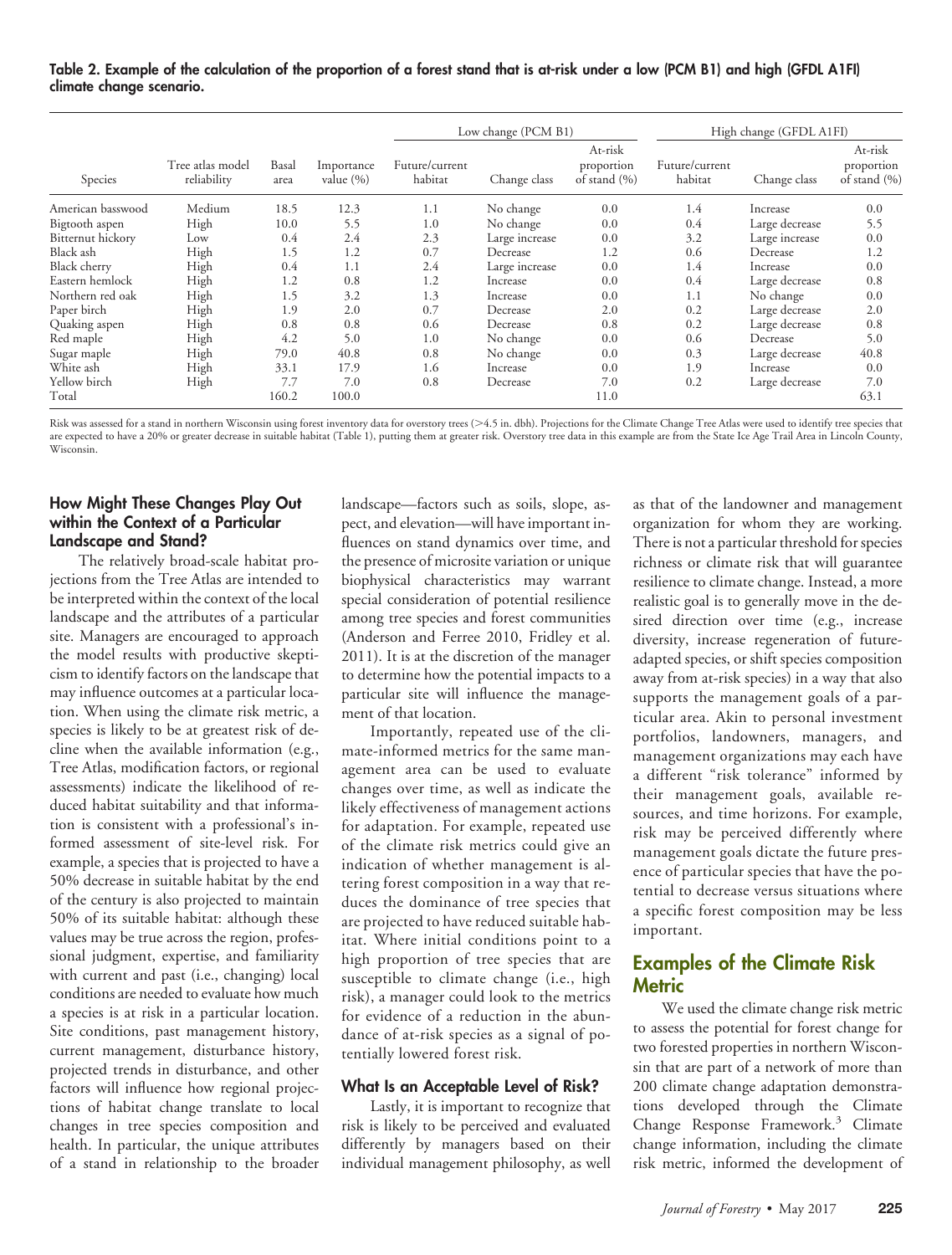**Table 2. Example of the calculation of the proportion of a forest stand that is at-risk under a low (PCM B1) and high (GFDL A1FI) climate change scenario.**

| | | | | Low change (PCM B1) | | | High change (GFDL A1FI) | | |
|---|---|---|---|---|---|---|---|---|---|
| Species | Tree atlas model reliability | Basal area | Importance value (%) | Future/current habitat | Change class | At-risk proportion of stand (%) | Future/current habitat | Change class | At-risk proportion of stand (%) |
| American basswood | Medium | 18.5 | 12.3 | 1.1 | No change | 0.0 | 1.4 | Increase | 0.0 |
| Bigtooth aspen | High | 10.0 | 5.5 | 1.0 | No change | 0.0 | 0.4 | Large decrease | 5.5 |
| Bitternut hickory | Low | 0.4 | 2.4 | 2.3 | Large increase | 0.0 | 3.2 | Large increase | 0.0 |
| Black ash | High | 1.5 | 1.2 | 0.7 | Decrease | 1.2 | 0.6 | Decrease | 1.2 |
| Black cherry | High | 0.4 | 1.1 | 2.4 | Large increase | 0.0 | 1.4 | Increase | 0.0 |
| Eastern hemlock | High | 1.2 | 0.8 | 1.2 | Increase | 0.0 | 0.4 | Large decrease | 0.8 |
| Northern red oak | High | 1.5 | 3.2 | 1.3 | Increase | 0.0 | 1.1 | No change | 0.0 |
| Paper birch | High | 1.9 | 2.0 | 0.7 | Decrease | 2.0 | 0.2 | Large decrease | 2.0 |
| Quaking aspen | High | 0.8 | 0.8 | 0.6 | Decrease | 0.8 | 0.2 | Large decrease | 0.8 |
| Red maple | High | 4.2 | 5.0 | 1.0 | No change | 0.0 | 0.6 | Decrease | 5.0 |
| Sugar maple | High | 79.0 | 40.8 | 0.8 | No change | 0.0 | 0.3 | Large decrease | 40.8 |
| White ash | High | 33.1 | 17.9 | 1.6 | Increase | 0.0 | 1.9 | Increase | 0.0 |
| Yellow birch | High | 7.7 | 7.0 | 0.8 | Decrease | 7.0 | 0.2 | Large decrease | 7.0 |
| Total | | 160.2 | 100.0 | | | 11.0 | | | 63.1 |

Risk was assessed for a stand in northern Wisconsin using forest inventory data for overstory trees (>4.5 in. dbh). Projections for the Climate Change Tree Atlas were used to identify tree species that are expected to have a 20% or greater decrease in suitable habitat (Table 1), putting them at greater risk. Overstory tree data in this example are from the State Ice Age Trail Area in Lincoln County, Wisconsin.

### How Might These Changes Play Out within the Context of a Particular Landscape and Stand?

The relatively broad-scale habitat projections from the Tree Atlas are intended to be interpreted within the context of the local landscape and the attributes of a particular site. Managers are encouraged to approach the model results with productive skepticism to identify factors on the landscape that may influence outcomes at a particular location. When using the climate risk metric, a species is likely to be at greatest risk of decline when the available information (e.g., Tree Atlas, modification factors, or regional assessments) indicate the likelihood of reduced habitat suitability and that information is consistent with a professional's informed assessment of site-level risk. For example, a species that is projected to have a 50% decrease in suitable habitat by the end of the century is also projected to maintain 50% of its suitable habitat: although these values may be true across the region, professional judgment, expertise, and familiarity with current and past (i.e., changing) local conditions are needed to evaluate how much a species is at risk in a particular location. Site conditions, past management history, current management, disturbance history, projected trends in disturbance, and other factors will influence how regional projections of habitat change translate to local changes in tree species composition and health. In particular, the unique attributes of a stand in relationship to the broader landscape—factors such as soils, slope, aspect, and elevation—will have important influences on stand dynamics over time, and the presence of microsite variation or unique biophysical characteristics may warrant special consideration of potential resilience among tree species and forest communities (Anderson and Ferree 2010, Fridley et al. 2011). It is at the discretion of the manager to determine how the potential impacts to a particular site will influence the management of that location.

Importantly, repeated use of the climate-informed metrics for the same management area can be used to evaluate changes over time, as well as indicate the likely effectiveness of management actions for adaptation. For example, repeated use of the climate risk metrics could give an indication of whether management is altering forest composition in a way that reduces the dominance of tree species that are projected to have reduced suitable habitat. Where initial conditions point to a high proportion of tree species that are susceptible to climate change (i.e., high risk), a manager could look to the metrics for evidence of a reduction in the abundance of at-risk species as a signal of potentially lowered forest risk.

### What Is an Acceptable Level of Risk?

Lastly, it is important to recognize that risk is likely to be perceived and evaluated differently by managers based on their individual management philosophy, as well as that of the landowner and management organization for whom they are working. There is not a particular threshold for species richness or climate risk that will guarantee resilience to climate change. Instead, a more realistic goal is to generally move in the desired direction over time (e.g., increase diversity, increase regeneration of future-adapted species, or shift species composition away from at-risk species) in a way that also supports the management goals of a particular area. Akin to personal investment portfolios, landowners, managers, and management organizations may each have a different "risk tolerance" informed by their management goals, available resources, and time horizons. For example, risk may be perceived differently where management goals dictate the future presence of particular species that have the potential to decrease versus situations where a specific forest composition may be less important.

## Examples of the Climate Risk Metric

We used the climate change risk metric to assess the potential for forest change for two forested properties in northern Wisconsin that are part of a network of more than 200 climate change adaptation demonstrations developed through the Climate Change Response Framework.[3] Climate change information, including the climate risk metric, informed the development of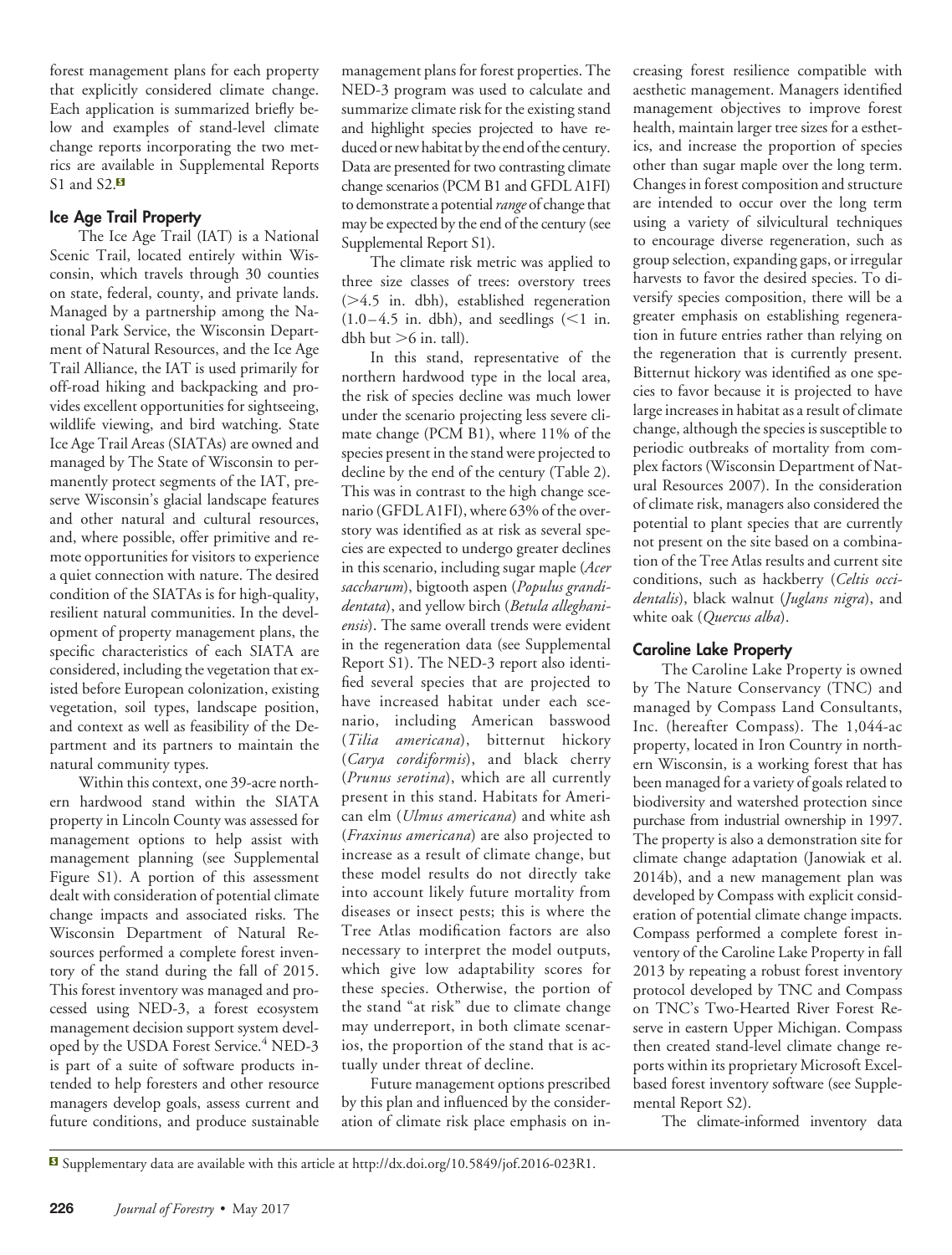forest management plans for each property that explicitly considered climate change. Each application is summarized briefly below and examples of stand-level climate change reports incorporating the two metrics are available in Supplemental Reports S1 and S2.[S]

### Ice Age Trail Property

The Ice Age Trail (IAT) is a National Scenic Trail, located entirely within Wisconsin, which travels through 30 counties on state, federal, county, and private lands. Managed by a partnership among the National Park Service, the Wisconsin Department of Natural Resources, and the Ice Age Trail Alliance, the IAT is used primarily for off-road hiking and backpacking and provides excellent opportunities for sightseeing, wildlife viewing, and bird watching. State Ice Age Trail Areas (SIATAs) are owned and managed by The State of Wisconsin to permanently protect segments of the IAT, preserve Wisconsin's glacial landscape features and other natural and cultural resources, and, where possible, offer primitive and remote opportunities for visitors to experience a quiet connection with nature. The desired condition of the SIATAs is for high-quality, resilient natural communities. In the development of property management plans, the specific characteristics of each SIATA are considered, including the vegetation that existed before European colonization, existing vegetation, soil types, landscape position, and context as well as feasibility of the Department and its partners to maintain the natural community types.

Within this context, one 39-acre northern hardwood stand within the SIATA property in Lincoln County was assessed for management options to help assist with management planning (see Supplemental Figure S1). A portion of this assessment dealt with consideration of potential climate change impacts and associated risks. The Wisconsin Department of Natural Resources performed a complete forest inventory of the stand during the fall of 2015. This forest inventory was managed and processed using NED-3, a forest ecosystem management decision support system developed by the USDA Forest Service.[4] NED-3 is part of a suite of software products intended to help foresters and other resource managers develop goals, assess current and future conditions, and produce sustainable management plans for forest properties. The NED-3 program was used to calculate and summarize climate risk for the existing stand and highlight species projected to have reduced or new habitat by the end of the century. Data are presented for two contrasting climate change scenarios (PCM B1 and GFDL A1FI) to demonstrate a potential *range* of change that may be expected by the end of the century (see Supplemental Report S1).

The climate risk metric was applied to three size classes of trees: overstory trees (>4.5 in. dbh), established regeneration (1.0–4.5 in. dbh), and seedlings (<1 in. dbh but >6 in. tall).

In this stand, representative of the northern hardwood type in the local area, the risk of species decline was much lower under the scenario projecting less severe climate change (PCM B1), where 11% of the species present in the stand were projected to decline by the end of the century (Table 2). This was in contrast to the high change scenario (GFDL A1FI), where 63% of the overstory was identified as at risk as several species are expected to undergo greater declines in this scenario, including sugar maple (*Acer saccharum*), bigtooth aspen (*Populus grandidentata*), and yellow birch (*Betula alleghaniensis*). The same overall trends were evident in the regeneration data (see Supplemental Report S1). The NED-3 report also identified several species that are projected to have increased habitat under each scenario, including American basswood (*Tilia americana*), bitternut hickory (*Carya cordiformis*), and black cherry (*Prunus serotina*), which are all currently present in this stand. Habitats for American elm (*Ulmus americana*) and white ash (*Fraxinus americana*) are also projected to increase as a result of climate change, but these model results do not directly take into account likely future mortality from diseases or insect pests; this is where the Tree Atlas modification factors are also necessary to interpret the model outputs, which give low adaptability scores for these species. Otherwise, the portion of the stand "at risk" due to climate change may underreport, in both climate scenarios, the proportion of the stand that is actually under threat of decline.

Future management options prescribed by this plan and influenced by the consideration of climate risk place emphasis on increasing forest resilience compatible with aesthetic management. Managers identified management objectives to improve forest health, maintain larger tree sizes for aesthetics, and increase the proportion of species other than sugar maple over the long term. Changes in forest composition and structure are intended to occur over the long term using a variety of silvicultural techniques to encourage diverse regeneration, such as group selection, expanding gaps, or irregular harvests to favor the desired species. To diversify species composition, there will be a greater emphasis on establishing regeneration in future entries rather than relying on the regeneration that is currently present. Bitternut hickory was identified as one species to favor because it is projected to have large increases in habitat as a result of climate change, although the species is susceptible to periodic outbreaks of mortality from complex factors (Wisconsin Department of Natural Resources 2007). In the consideration of climate risk, managers also considered the potential to plant species that are currently not present on the site based on a combination of the Tree Atlas results and current site conditions, such as hackberry (*Celtis occidentalis*), black walnut (*Juglans nigra*), and white oak (*Quercus alba*).

### Caroline Lake Property

The Caroline Lake Property is owned by The Nature Conservancy (TNC) and managed by Compass Land Consultants, Inc. (hereafter Compass). The 1,044-ac property, located in Iron Country in northern Wisconsin, is a working forest that has been managed for a variety of goals related to biodiversity and watershed protection since purchase from industrial ownership in 1997. The property is also a demonstration site for climate change adaptation (Janowiak et al. 2014b), and a new management plan was developed by Compass with explicit consideration of potential climate change impacts. Compass performed a complete forest inventory of the Caroline Lake Property in fall 2013 by repeating a robust forest inventory protocol developed by TNC and Compass on TNC's Two-Hearted River Forest Reserve in eastern Upper Michigan. Compass then created stand-level climate change reports within its proprietary Microsoft Excel-based forest inventory software (see Supplemental Report S2).

The climate-informed inventory data

[S] Supplementary data are available with this article at http://dx.doi.org/10.5849/jof.2016-023R1.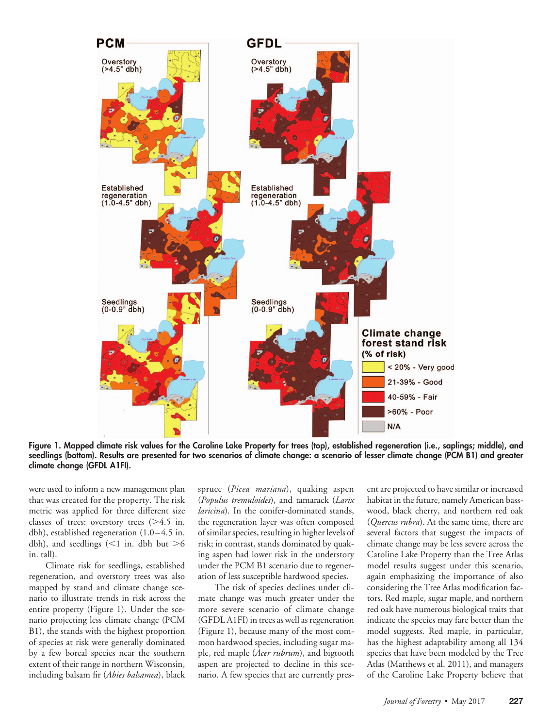**Figure 1. Mapped climate risk values for the Caroline Lake Property for trees (top), established regeneration (i.e., saplings; middle), and seedlings (bottom). Results are presented for two scenarios of climate change: a scenario of lesser climate change (PCM B1) and greater climate change (GFDL A1FI).**

were used to inform a new management plan that was created for the property. The risk metric was applied for three different size classes of trees: overstory trees (>4.5 in. dbh), established regeneration (1.0–4.5 in. dbh), and seedlings (<1 in. dbh but >6 in. tall).

Climate risk for seedlings, established regeneration, and overstory trees was also mapped by stand and climate change scenario to illustrate trends in risk across the entire property (Figure 1). Under the scenario projecting less climate change (PCM B1), the stands with the highest proportion of species at risk were generally dominated by a few boreal species near the southern extent of their range in northern Wisconsin, including balsam fir (*Abies balsamea*), black spruce (*Picea mariana*), quaking aspen (*Populus tremuloides*), and tamarack (*Larix laricina*). In the conifer-dominated stands, the regeneration layer was often composed of similar species, resulting in higher levels of risk; in contrast, stands dominated by quaking aspen had lower risk in the understory under the PCM B1 scenario due to regeneration of less susceptible hardwood species.

The risk of species declines under climate change was much greater under the more severe scenario of climate change (GFDL A1FI) in trees as well as regeneration (Figure 1), because many of the most common hardwood species, including sugar maple, red maple (*Acer rubrum*), and bigtooth aspen are projected to decline in this scenario. A few species that are currently present are projected to have similar or increased habitat in the future, namely American basswood, black cherry, and northern red oak (*Quercus rubra*). At the same time, there are several factors that suggest the impacts of climate change may be less severe across the Caroline Lake Property than the Tree Atlas model results suggest under this scenario, again emphasizing the importance of also considering the Tree Atlas modification factors. Red maple, sugar maple, and northern red oak have numerous biological traits that indicate the species may fare better than the model suggests. Red maple, in particular, has the highest adaptability among all 134 species that have been modeled by the Tree Atlas (Matthews et al. 2011), and managers of the Caroline Lake Property believe that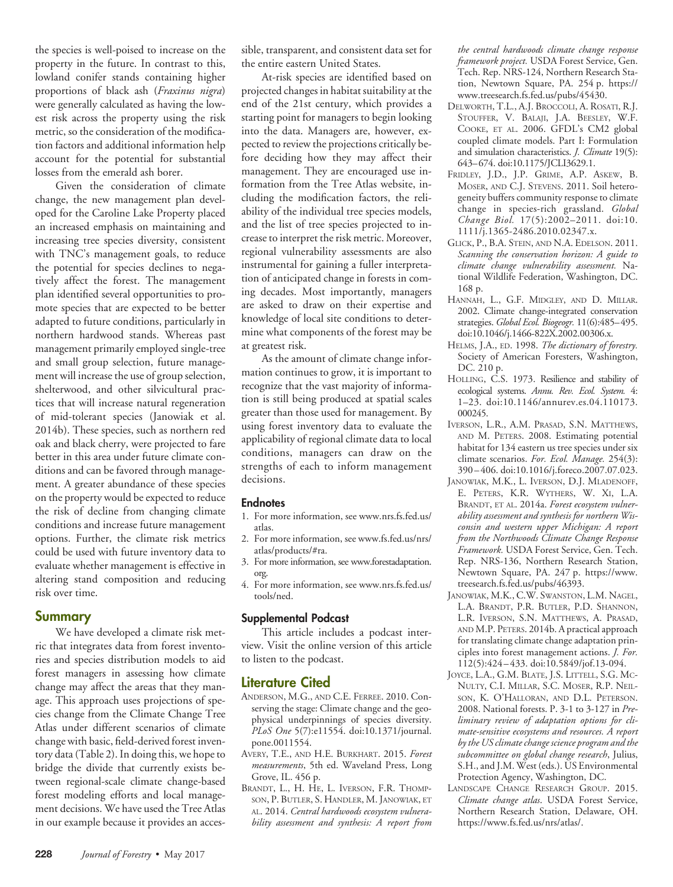the species is well-poised to increase on the property in the future. In contrast to this, lowland conifer stands containing higher proportions of black ash (*Fraxinus nigra*) were generally calculated as having the lowest risk across the property using the risk metric, so the consideration of the modification factors and additional information help account for the potential for substantial losses from the emerald ash borer.

Given the consideration of climate change, the new management plan developed for the Caroline Lake Property placed an increased emphasis on maintaining and increasing tree species diversity, consistent with TNC's management goals, to reduce the potential for species declines to negatively affect the forest. The management plan identified several opportunities to promote species that are expected to be better adapted to future conditions, particularly in northern hardwood stands. Whereas past management primarily employed single-tree and small group selection, future management will increase the use of group selection, shelterwood, and other silvicultural practices that will increase natural regeneration of mid-tolerant species (Janowiak et al. 2014b). These species, such as northern red oak and black cherry, were projected to fare better in this area under future climate conditions and can be favored through management. A greater abundance of these species on the property would be expected to reduce the risk of decline from changing climate conditions and increase future management options. Further, the climate risk metrics could be used with future inventory data to evaluate whether management is effective in altering stand composition and reducing risk over time.

## Summary

We have developed a climate risk metric that integrates data from forest inventories and species distribution models to aid forest managers in assessing how climate change may affect the areas that they manage. This approach uses projections of species change from the Climate Change Tree Atlas under different scenarios of climate change with basic, field-derived forest inventory data (Table 2). In doing this, we hope to bridge the divide that currently exists between regional-scale climate change-based forest modeling efforts and local management decisions. We have used the Tree Atlas in our example because it provides an accessible, transparent, and consistent data set for the entire eastern United States.

At-risk species are identified based on projected changes in habitat suitability at the end of the 21st century, which provides a starting point for managers to begin looking into the data. Managers are, however, expected to review the projections critically before deciding how they may affect their management. They are encouraged use information from the Tree Atlas website, including the modification factors, the reliability of the individual tree species models, and the list of tree species projected to increase to interpret the risk metric. Moreover, regional vulnerability assessments are also instrumental for gaining a fuller interpretation of anticipated change in forests in coming decades. Most importantly, managers are asked to draw on their expertise and knowledge of local site conditions to determine what components of the forest may be at greatest risk.

As the amount of climate change information continues to grow, it is important to recognize that the vast majority of information is still being produced at spatial scales greater than those used for management. By using forest inventory data to evaluate the applicability of regional climate data to local conditions, managers can draw on the strengths of each to inform management decisions.

### Endnotes

1. For more information, see www.nrs.fs.fed.us/atlas.
2. For more information, see www.fs.fed.us/nrs/atlas/products/#ra.
3. For more information, see www.forestadaptation.org.
4. For more information, see www.nrs.fs.fed.us/tools/ned.

### Supplemental Podcast

This article includes a podcast interview. Visit the online version of this article to listen to the podcast.

## Literature Cited

Anderson, M.G., and C.E. Ferree. 2010. Conserving the stage: Climate change and the geophysical underpinnings of species diversity. *PLoS One* 5(7):e11554. doi:10.1371/journal.pone.0011554.

Avery, T.E., and H.E. Burkhart. 2015. *Forest measurements*, 5th ed. Waveland Press, Long Grove, IL. 456 p.

Brandt, L., H. He, L. Iverson, F.R. Thompson, P. Butler, S. Handler, M. Janowiak, et al. 2014. *Central hardwoods ecosystem vulnerability assessment and synthesis: A report from the central hardwoods climate change response framework project.* USDA Forest Service, Gen. Tech. Rep. NRS-124, Northern Research Station, Newtown Square, PA. 254 p. https://www.treesearch.fs.fed.us/pubs/45430.

Delworth, T.L., A.J. Broccoli, A. Rosati, R.J. Stouffer, V. Balaji, J.A. Beesley, W.F. Cooke, et al. 2006. GFDL's CM2 global coupled climate models. Part I: Formulation and simulation characteristics. *J. Climate* 19(5): 643–674. doi:10.1175/JCLI3629.1.

Fridley, J.D., J.P. Grime, A.P. Askew, B. Moser, and C.J. Stevens. 2011. Soil heterogeneity buffers community response to climate change in species-rich grassland. *Global Change Biol.* 17(5):2002–2011. doi:10.1111/j.1365-2486.2010.02347.x.

Glick, P., B.A. Stein, and N.A. Edelson. 2011. *Scanning the conservation horizon: A guide to climate change vulnerability assessment.* National Wildlife Federation, Washington, DC. 168 p.

Hannah, L., G.F. Midgley, and D. Millar. 2002. Climate change-integrated conservation strategies. *Global Ecol. Biogeogr.* 11(6):485–495. doi:10.1046/j.1466-822X.2002.00306.x.

Helms, J.A., ed. 1998. *The dictionary of forestry.* Society of American Foresters, Washington, DC. 210 p.

Holling, C.S. 1973. Resilience and stability of ecological systems. *Annu. Rev. Ecol. System.* 4: 1–23. doi:10.1146/annurev.es.04.110173.000245.

Iverson, L.R., A.M. Prasad, S.N. Matthews, and M. Peters. 2008. Estimating potential habitat for 134 eastern us tree species under six climate scenarios. *For. Ecol. Manage.* 254(3): 390–406. doi:10.1016/j.foreco.2007.07.023.

Janowiak, M.K., L. Iverson, D.J. Mladenoff, E. Peters, K.R. Wythers, W. Xi, L.A. Brandt, et al. 2014a. *Forest ecosystem vulnerability assessment and synthesis for northern Wisconsin and western upper Michigan: A report from the Northwoods Climate Change Response Framework.* USDA Forest Service, Gen. Tech. Rep. NRS-136, Northern Research Station, Newtown Square, PA. 247 p. https://www.treesearch.fs.fed.us/pubs/46393.

Janowiak, M.K., C.W. Swanston, L.M. Nagel, L.A. Brandt, P.R. Butler, P.D. Shannon, L.R. Iverson, S.N. Matthews, A. Prasad, and M.P. Peters. 2014b. A practical approach for translating climate change adaptation principles into forest management actions. *J. For.* 112(5):424–433. doi:10.5849/jof.13-094.

Joyce, L.A., G.M. Blate, J.S. Littell, S.G. McNulty, C.I. Millar, S.C. Moser, R.P. Neilson, K. O'Halloran, and D.L. Peterson. 2008. National forests. P. 3-1 to 3-127 in *Preliminary review of adaptation options for climate-sensitive ecosystems and resources. A report by the US climate change science program and the subcommittee on global change research*, Julius, S.H., and J.M. West (eds.). US Environmental Protection Agency, Washington, DC.

Landscape Change Research Group. 2015. *Climate change atlas*. USDA Forest Service, Northern Research Station, Delaware, OH. https://www.fs.fed.us/nrs/atlas/.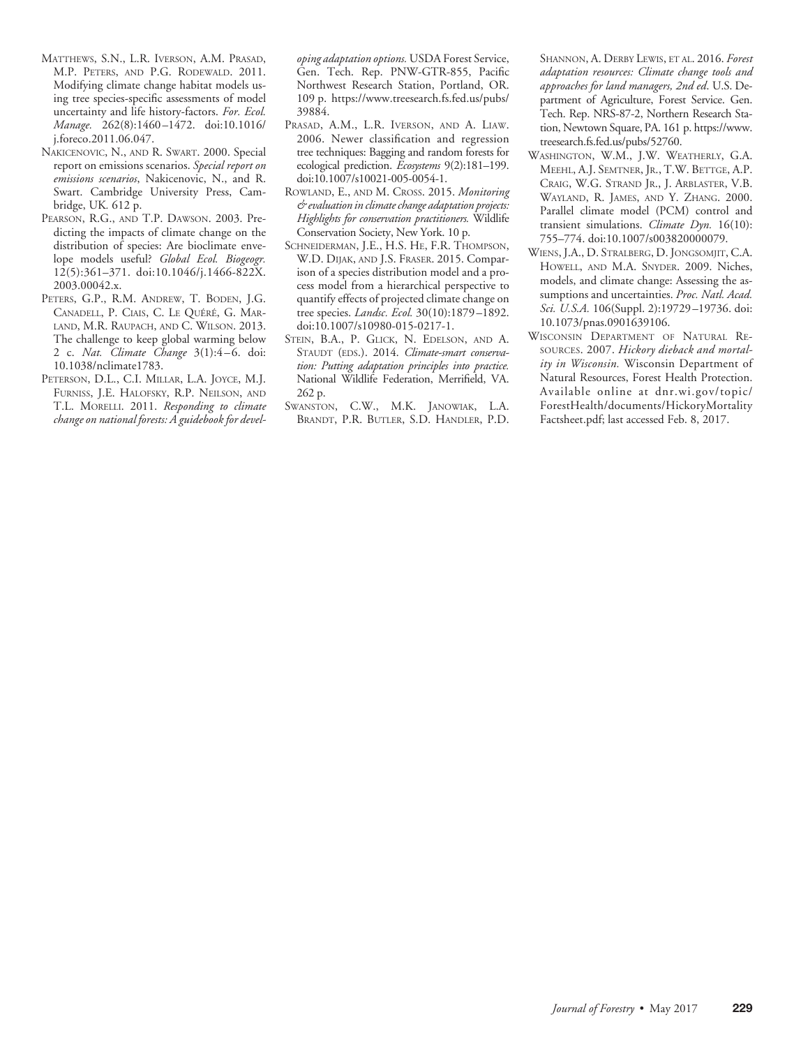Matthews, S.N., L.R. Iverson, A.M. Prasad, M.P. Peters, and P.G. Rodewald. 2011. Modifying climate change habitat models using tree species-specific assessments of model uncertainty and life history-factors. *For. Ecol. Manage.* 262(8):1460–1472. doi:10.1016/j.foreco.2011.06.047.

Nakicenovic, N., and R. Swart. 2000. Special report on emissions scenarios. *Special report on emissions scenarios*, Nakicenovic, N., and R. Swart. Cambridge University Press, Cambridge, UK. 612 p.

Pearson, R.G., and T.P. Dawson. 2003. Predicting the impacts of climate change on the distribution of species: Are bioclimate envelope models useful? *Global Ecol. Biogeogr.* 12(5):361–371. doi:10.1046/j.1466-822X.2003.00042.x.

Peters, G.P., R.M. Andrew, T. Boden, J.G. Canadell, P. Ciais, C. Le Quéré, G. Marland, M.R. Raupach, and C. Wilson. 2013. The challenge to keep global warming below 2 c. *Nat. Climate Change* 3(1):4–6. doi:10.1038/nclimate1783.

Peterson, D.L., C.I. Millar, L.A. Joyce, M.J. Furniss, J.E. Halofsky, R.P. Neilson, and T.L. Morelli. 2011. *Responding to climate change on national forests: A guidebook for developing adaptation options.* USDA Forest Service, Gen. Tech. Rep. PNW-GTR-855, Pacific Northwest Research Station, Portland, OR. 109 p. https://www.treesearch.fs.fed.us/pubs/39884.

Prasad, A.M., L.R. Iverson, and A. Liaw. 2006. Newer classification and regression tree techniques: Bagging and random forests for ecological prediction. *Ecosystems* 9(2):181–199. doi:10.1007/s10021-005-0054-1.

Rowland, E., and M. Cross. 2015. *Monitoring & evaluation in climate change adaptation projects: Highlights for conservation practitioners.* Wildlife Conservation Society, New York. 10 p.

Schneiderman, J.E., H.S. He, F.R. Thompson, W.D. Dijak, and J.S. Fraser. 2015. Comparison of a species distribution model and a process model from a hierarchical perspective to quantify effects of projected climate change on tree species. *Landsc. Ecol.* 30(10):1879–1892. doi:10.1007/s10980-015-0217-1.

Stein, B.A., P. Glick, N. Edelson, and A. Staudt (eds.). 2014. *Climate-smart conservation: Putting adaptation principles into practice.* National Wildlife Federation, Merrifield, VA. 262 p.

Swanston, C.W., M.K. Janowiak, L.A. Brandt, P.R. Butler, S.D. Handler, P.D. Shannon, A. Derby Lewis, et al. 2016. *Forest adaptation resources: Climate change tools and approaches for land managers, 2nd ed*. U.S. Department of Agriculture, Forest Service. Gen. Tech. Rep. NRS-87-2, Northern Research Station, Newtown Square, PA. 161 p. https://www.treesearch.fs.fed.us/pubs/52760.

Washington, W.M., J.W. Weatherly, G.A. Meehl, A.J. Semtner, Jr., T.W. Bettge, A.P. Craig, W.G. Strand Jr., J. Arblaster, V.B. Wayland, R. James, and Y. Zhang. 2000. Parallel climate model (PCM) control and transient simulations. *Climate Dyn.* 16(10):755–774. doi:10.1007/s003820000079.

Wiens, J.A., D. Stralberg, D. Jongsomjit, C.A. Howell, and M.A. Snyder. 2009. Niches, models, and climate change: Assessing the assumptions and uncertainties. *Proc. Natl. Acad. Sci. U.S.A.* 106(Suppl. 2):19729–19736. doi:10.1073/pnas.0901639106.

Wisconsin Department of Natural Resources. 2007. *Hickory dieback and mortality in Wisconsin.* Wisconsin Department of Natural Resources, Forest Health Protection. Available online at dnr.wi.gov/topic/ForestHealth/documents/HickoryMortalityFactsheet.pdf; last accessed Feb. 8, 2017.